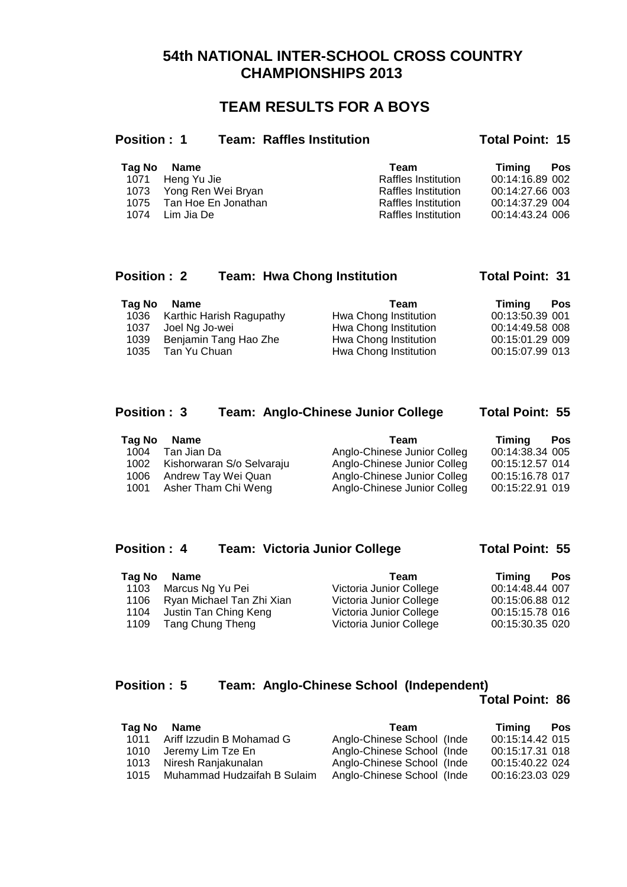# 54th NATIONAL INTER-SCHOOL CROSS COUNTRY CHAMPIONSHIPS 2013

## TEAM RESULTS FOR A BOYS

**Position : 1 Team: Raffles Institution Total Point: 15**

| Tag No | Name | Team | Timing | Pos |
|---|---|---|---|---|
| 1071 | Heng Yu Jie | Raffles Institution | 00:14:16.89 | 002 |
| 1073 | Yong Ren Wei Bryan | Raffles Institution | 00:14:27.66 | 003 |
| 1075 | Tan Hoe En Jonathan | Raffles Institution | 00:14:37.29 | 004 |
| 1074 | Lim Jia De | Raffles Institution | 00:14:43.24 | 006 |

**Position : 2 Team: Hwa Chong Institution Total Point: 31**

| Tag No | Name | Team | Timing | Pos |
|---|---|---|---|---|
| 1036 | Karthic Harish Ragupathy | Hwa Chong Institution | 00:13:50.39 | 001 |
| 1037 | Joel Ng Jo-wei | Hwa Chong Institution | 00:14:49.58 | 008 |
| 1039 | Benjamin Tang Hao Zhe | Hwa Chong Institution | 00:15:01.29 | 009 |
| 1035 | Tan Yu Chuan | Hwa Chong Institution | 00:15:07.99 | 013 |

**Position : 3 Team: Anglo-Chinese Junior College Total Point: 55**

| Tag No | Name | Team | Timing | Pos |
|---|---|---|---|---|
| 1004 | Tan Jian Da | Anglo-Chinese Junior Colleg | 00:14:38.34 | 005 |
| 1002 | Kishorwaran S/o Selvaraju | Anglo-Chinese Junior Colleg | 00:15:12.57 | 014 |
| 1006 | Andrew Tay Wei Quan | Anglo-Chinese Junior Colleg | 00:15:16.78 | 017 |
| 1001 | Asher Tham Chi Weng | Anglo-Chinese Junior Colleg | 00:15:22.91 | 019 |

**Position : 4 Team: Victoria Junior College Total Point: 55**

| Tag No | Name | Team | Timing | Pos |
|---|---|---|---|---|
| 1103 | Marcus Ng Yu Pei | Victoria Junior College | 00:14:48.44 | 007 |
| 1106 | Ryan Michael Tan Zhi Xian | Victoria Junior College | 00:15:06.88 | 012 |
| 1104 | Justin Tan Ching Keng | Victoria Junior College | 00:15:15.78 | 016 |
| 1109 | Tang Chung Theng | Victoria Junior College | 00:15:30.35 | 020 |

**Position : 5 Team: Anglo-Chinese School (Independent) Total Point: 86**

| Tag No | Name | Team | Timing | Pos |
|---|---|---|---|---|
| 1011 | Ariff Izzudin B Mohamad G | Anglo-Chinese School (Inde | 00:15:14.42 | 015 |
| 1010 | Jeremy Lim Tze En | Anglo-Chinese School (Inde | 00:15:17.31 | 018 |
| 1013 | Niresh Ranjakunalan | Anglo-Chinese School (Inde | 00:15:40.22 | 024 |
| 1015 | Muhammad Hudzaifah B Sulaim | Anglo-Chinese School (Inde | 00:16:23.03 | 029 |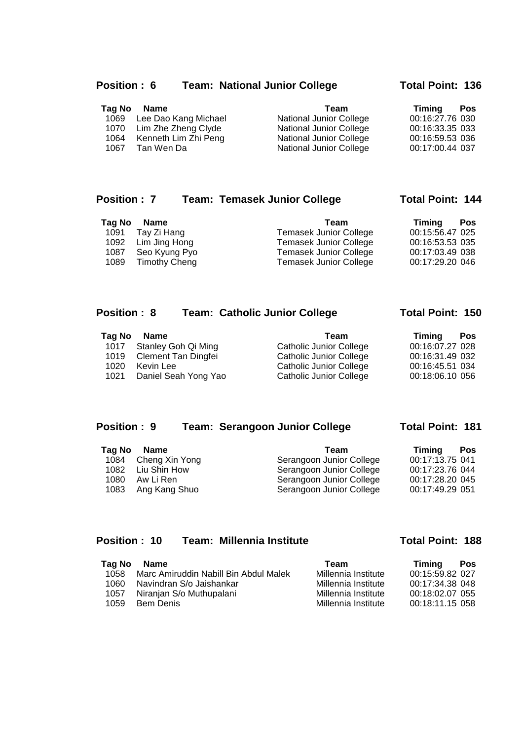**Position : 6** **Team: National Junior College** **Total Point: 136**

| Tag No | Name | Team | Timing | Pos |
|---|---|---|---|---|
| 1069 | Lee Dao Kang Michael | National Junior College | 00:16:27.76 | 030 |
| 1070 | Lim Zhe Zheng Clyde | National Junior College | 00:16:33.35 | 033 |
| 1064 | Kenneth Lim Zhi Peng | National Junior College | 00:16:59.53 | 036 |
| 1067 | Tan Wen Da | National Junior College | 00:17:00.44 | 037 |

**Position : 7** **Team: Temasek Junior College** **Total Point: 144**

| Tag No | Name | Team | Timing | Pos |
|---|---|---|---|---|
| 1091 | Tay Zi Hang | Temasek Junior College | 00:15:56.47 | 025 |
| 1092 | Lim Jing Hong | Temasek Junior College | 00:16:53.53 | 035 |
| 1087 | Seo Kyung Pyo | Temasek Junior College | 00:17:03.49 | 038 |
| 1089 | Timothy Cheng | Temasek Junior College | 00:17:29.20 | 046 |

**Position : 8** **Team: Catholic Junior College** **Total Point: 150**

| Tag No | Name | Team | Timing | Pos |
|---|---|---|---|---|
| 1017 | Stanley Goh Qi Ming | Catholic Junior College | 00:16:07.27 | 028 |
| 1019 | Clement Tan Dingfei | Catholic Junior College | 00:16:31.49 | 032 |
| 1020 | Kevin Lee | Catholic Junior College | 00:16:45.51 | 034 |
| 1021 | Daniel Seah Yong Yao | Catholic Junior College | 00:18:06.10 | 056 |

**Position : 9** **Team: Serangoon Junior College** **Total Point: 181**

| Tag No | Name | Team | Timing | Pos |
|---|---|---|---|---|
| 1084 | Cheng Xin Yong | Serangoon Junior College | 00:17:13.75 | 041 |
| 1082 | Liu Shin How | Serangoon Junior College | 00:17:23.76 | 044 |
| 1080 | Aw Li Ren | Serangoon Junior College | 00:17:28.20 | 045 |
| 1083 | Ang Kang Shuo | Serangoon Junior College | 00:17:49.29 | 051 |

**Position : 10** **Team: Millennia Institute** **Total Point: 188**

| Tag No | Name | Team | Timing | Pos |
|---|---|---|---|---|
| 1058 | Marc Amiruddin Nabill Bin Abdul Malek | Millennia Institute | 00:15:59.82 | 027 |
| 1060 | Navindran S/o Jaishankar | Millennia Institute | 00:17:34.38 | 048 |
| 1057 | Niranjan S/o Muthupalani | Millennia Institute | 00:18:02.07 | 055 |
| 1059 | Bem Denis | Millennia Institute | 00:18:11.15 | 058 |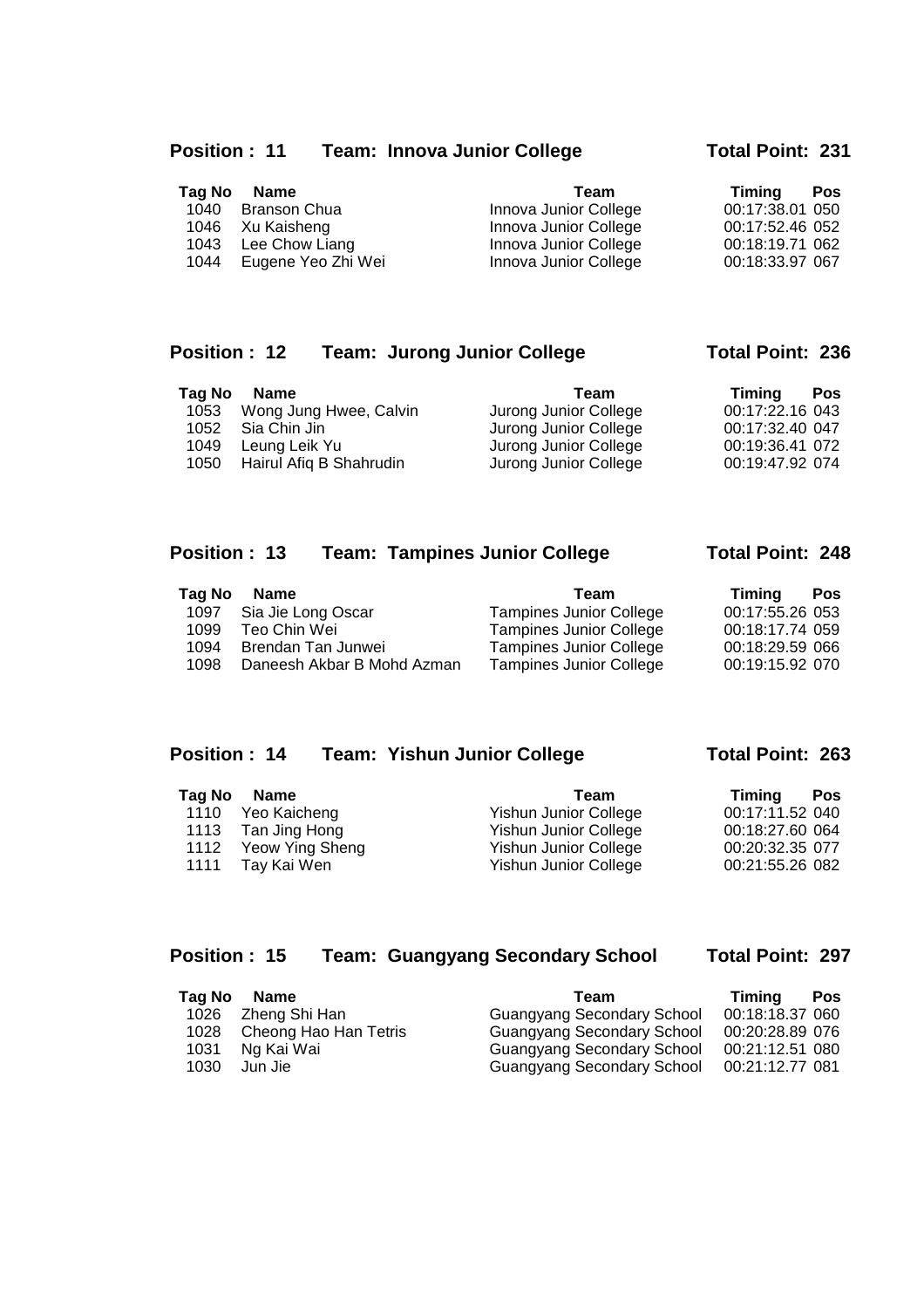**Position : 11 Team: Innova Junior College Total Point: 231**

| Tag No | Name | Team | Timing | Pos |
|---|---|---|---|---|
| 1040 | Branson Chua | Innova Junior College | 00:17:38.01 | 050 |
| 1046 | Xu Kaisheng | Innova Junior College | 00:17:52.46 | 052 |
| 1043 | Lee Chow Liang | Innova Junior College | 00:18:19.71 | 062 |
| 1044 | Eugene Yeo Zhi Wei | Innova Junior College | 00:18:33.97 | 067 |

**Position : 12 Team: Jurong Junior College Total Point: 236**

| Tag No | Name | Team | Timing | Pos |
|---|---|---|---|---|
| 1053 | Wong Jung Hwee, Calvin | Jurong Junior College | 00:17:22.16 | 043 |
| 1052 | Sia Chin Jin | Jurong Junior College | 00:17:32.40 | 047 |
| 1049 | Leung Leik Yu | Jurong Junior College | 00:19:36.41 | 072 |
| 1050 | Hairul Afiq B Shahrudin | Jurong Junior College | 00:19:47.92 | 074 |

**Position : 13 Team: Tampines Junior College Total Point: 248**

| Tag No | Name | Team | Timing | Pos |
|---|---|---|---|---|
| 1097 | Sia Jie Long Oscar | Tampines Junior College | 00:17:55.26 | 053 |
| 1099 | Teo Chin Wei | Tampines Junior College | 00:18:17.74 | 059 |
| 1094 | Brendan Tan Junwei | Tampines Junior College | 00:18:29.59 | 066 |
| 1098 | Daneesh Akbar B Mohd Azman | Tampines Junior College | 00:19:15.92 | 070 |

**Position : 14 Team: Yishun Junior College Total Point: 263**

| Tag No | Name | Team | Timing | Pos |
|---|---|---|---|---|
| 1110 | Yeo Kaicheng | Yishun Junior College | 00:17:11.52 | 040 |
| 1113 | Tan Jing Hong | Yishun Junior College | 00:18:27.60 | 064 |
| 1112 | Yeow Ying Sheng | Yishun Junior College | 00:20:32.35 | 077 |
| 1111 | Tay Kai Wen | Yishun Junior College | 00:21:55.26 | 082 |

**Position : 15 Team: Guangyang Secondary School Total Point: 297**

| Tag No | Name | Team | Timing | Pos |
|---|---|---|---|---|
| 1026 | Zheng Shi Han | Guangyang Secondary School | 00:18:18.37 | 060 |
| 1028 | Cheong Hao Han Tetris | Guangyang Secondary School | 00:20:28.89 | 076 |
| 1031 | Ng Kai Wai | Guangyang Secondary School | 00:21:12.51 | 080 |
| 1030 | Jun Jie | Guangyang Secondary School | 00:21:12.77 | 081 |